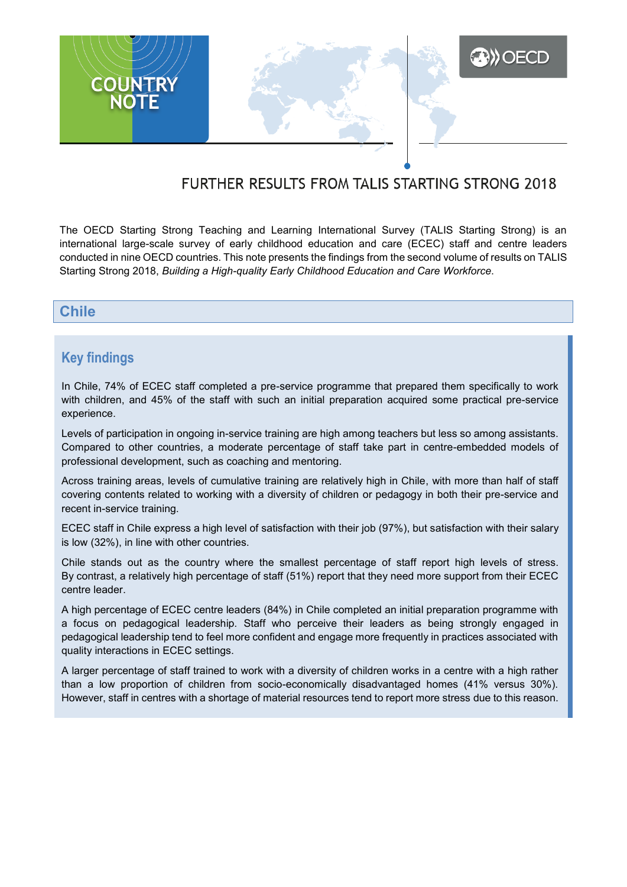COUNTRY NOTE

# FURTHER RESULTS FROM TALIS STARTING STRONG 2018

The OECD Starting Strong Teaching and Learning International Survey (TALIS Starting Strong) is an international large-scale survey of early childhood education and care (ECEC) staff and centre leaders conducted in nine OECD countries. This note presents the findings from the second volume of results on TALIS Starting Strong 2018, *Building a High-quality Early Childhood Education and Care Workforce*.

## Chile

### Key findings

In Chile, 74% of ECEC staff completed a pre-service programme that prepared them specifically to work with children, and 45% of the staff with such an initial preparation acquired some practical pre-service experience.

Levels of participation in ongoing in-service training are high among teachers but less so among assistants. Compared to other countries, a moderate percentage of staff take part in centre-embedded models of professional development, such as coaching and mentoring.

Across training areas, levels of cumulative training are relatively high in Chile, with more than half of staff covering contents related to working with a diversity of children or pedagogy in both their pre-service and recent in-service training.

ECEC staff in Chile express a high level of satisfaction with their job (97%), but satisfaction with their salary is low (32%), in line with other countries.

Chile stands out as the country where the smallest percentage of staff report high levels of stress. By contrast, a relatively high percentage of staff (51%) report that they need more support from their ECEC centre leader.

A high percentage of ECEC centre leaders (84%) in Chile completed an initial preparation programme with a focus on pedagogical leadership. Staff who perceive their leaders as being strongly engaged in pedagogical leadership tend to feel more confident and engage more frequently in practices associated with quality interactions in ECEC settings.

A larger percentage of staff trained to work with a diversity of children works in a centre with a high rather than a low proportion of children from socio-economically disadvantaged homes (41% versus 30%). However, staff in centres with a shortage of material resources tend to report more stress due to this reason.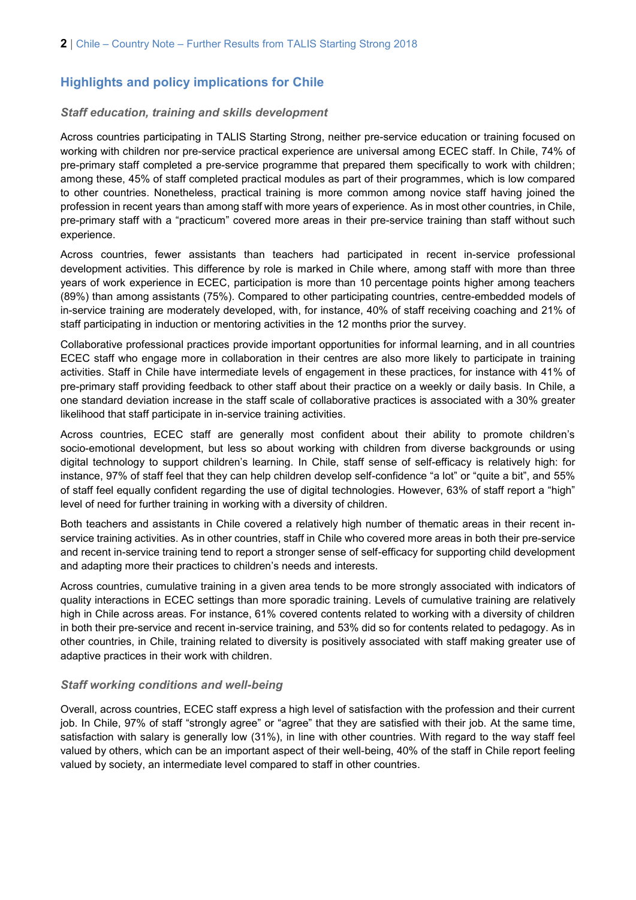## Highlights and policy implications for Chile

### *Staff education, training and skills development*

Across countries participating in TALIS Starting Strong, neither pre-service education or training focused on working with children nor pre-service practical experience are universal among ECEC staff. In Chile, 74% of pre-primary staff completed a pre-service programme that prepared them specifically to work with children; among these, 45% of staff completed practical modules as part of their programmes, which is low compared to other countries. Nonetheless, practical training is more common among novice staff having joined the profession in recent years than among staff with more years of experience. As in most other countries, in Chile, pre-primary staff with a "practicum" covered more areas in their pre-service training than staff without such experience.

Across countries, fewer assistants than teachers had participated in recent in-service professional development activities. This difference by role is marked in Chile where, among staff with more than three years of work experience in ECEC, participation is more than 10 percentage points higher among teachers (89%) than among assistants (75%). Compared to other participating countries, centre-embedded models of in-service training are moderately developed, with, for instance, 40% of staff receiving coaching and 21% of staff participating in induction or mentoring activities in the 12 months prior the survey.

Collaborative professional practices provide important opportunities for informal learning, and in all countries ECEC staff who engage more in collaboration in their centres are also more likely to participate in training activities. Staff in Chile have intermediate levels of engagement in these practices, for instance with 41% of pre-primary staff providing feedback to other staff about their practice on a weekly or daily basis. In Chile, a one standard deviation increase in the staff scale of collaborative practices is associated with a 30% greater likelihood that staff participate in in-service training activities.

Across countries, ECEC staff are generally most confident about their ability to promote children's socio-emotional development, but less so about working with children from diverse backgrounds or using digital technology to support children's learning. In Chile, staff sense of self-efficacy is relatively high: for instance, 97% of staff feel that they can help children develop self-confidence "a lot" or "quite a bit", and 55% of staff feel equally confident regarding the use of digital technologies. However, 63% of staff report a "high" level of need for further training in working with a diversity of children.

Both teachers and assistants in Chile covered a relatively high number of thematic areas in their recent in-service training activities. As in other countries, staff in Chile who covered more areas in both their pre-service and recent in-service training tend to report a stronger sense of self-efficacy for supporting child development and adapting more their practices to children's needs and interests.

Across countries, cumulative training in a given area tends to be more strongly associated with indicators of quality interactions in ECEC settings than more sporadic training. Levels of cumulative training are relatively high in Chile across areas. For instance, 61% covered contents related to working with a diversity of children in both their pre-service and recent in-service training, and 53% did so for contents related to pedagogy. As in other countries, in Chile, training related to diversity is positively associated with staff making greater use of adaptive practices in their work with children.

### *Staff working conditions and well-being*

Overall, across countries, ECEC staff express a high level of satisfaction with the profession and their current job. In Chile, 97% of staff "strongly agree" or "agree" that they are satisfied with their job. At the same time, satisfaction with salary is generally low (31%), in line with other countries. With regard to the way staff feel valued by others, which can be an important aspect of their well-being, 40% of the staff in Chile report feeling valued by society, an intermediate level compared to staff in other countries.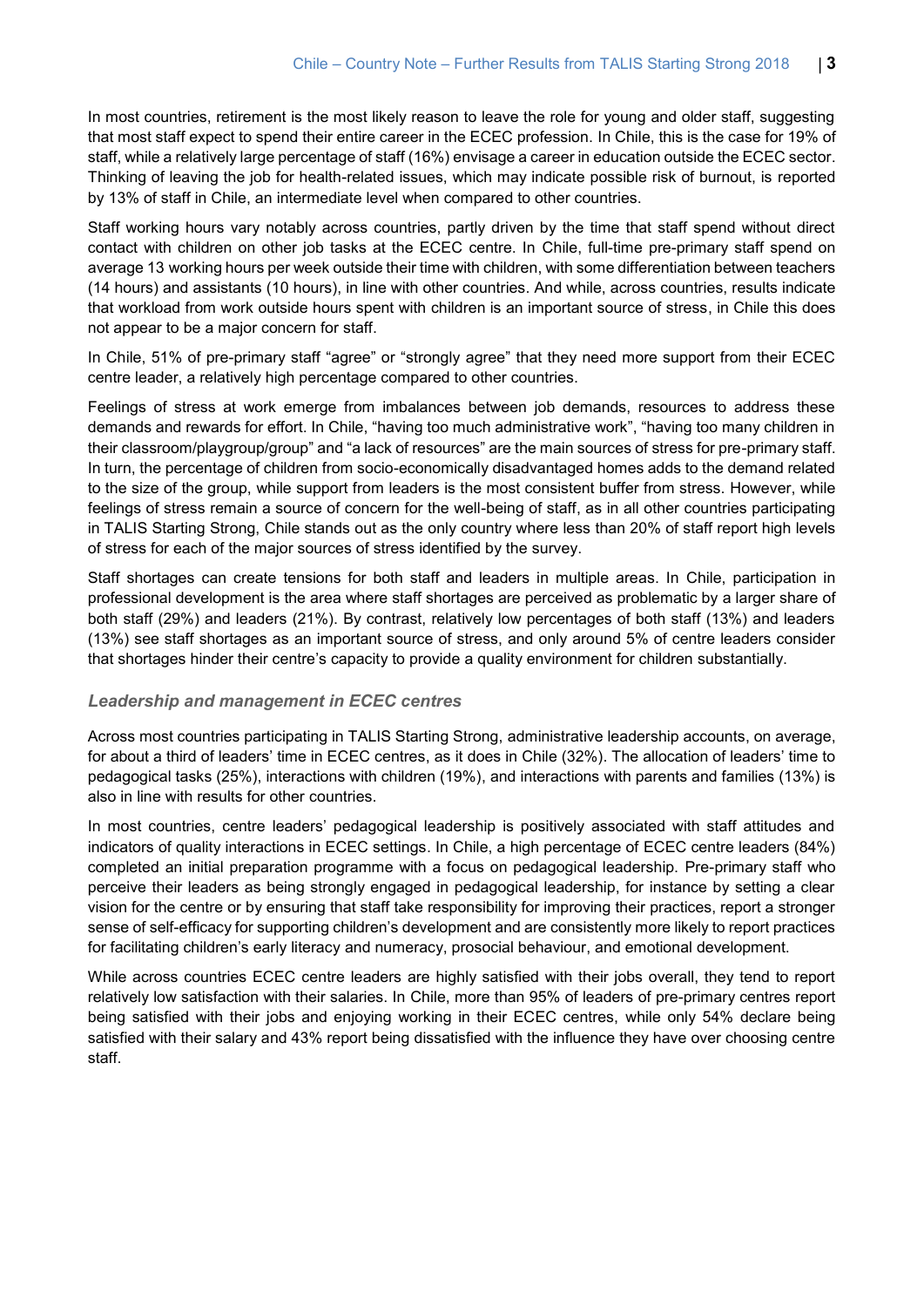In most countries, retirement is the most likely reason to leave the role for young and older staff, suggesting that most staff expect to spend their entire career in the ECEC profession. In Chile, this is the case for 19% of staff, while a relatively large percentage of staff (16%) envisage a career in education outside the ECEC sector. Thinking of leaving the job for health-related issues, which may indicate possible risk of burnout, is reported by 13% of staff in Chile, an intermediate level when compared to other countries.

Staff working hours vary notably across countries, partly driven by the time that staff spend without direct contact with children on other job tasks at the ECEC centre. In Chile, full-time pre-primary staff spend on average 13 working hours per week outside their time with children, with some differentiation between teachers (14 hours) and assistants (10 hours), in line with other countries. And while, across countries, results indicate that workload from work outside hours spent with children is an important source of stress, in Chile this does not appear to be a major concern for staff.

In Chile, 51% of pre-primary staff "agree" or "strongly agree" that they need more support from their ECEC centre leader, a relatively high percentage compared to other countries.

Feelings of stress at work emerge from imbalances between job demands, resources to address these demands and rewards for effort. In Chile, "having too much administrative work", "having too many children in their classroom/playgroup/group" and "a lack of resources" are the main sources of stress for pre-primary staff. In turn, the percentage of children from socio-economically disadvantaged homes adds to the demand related to the size of the group, while support from leaders is the most consistent buffer from stress. However, while feelings of stress remain a source of concern for the well-being of staff, as in all other countries participating in TALIS Starting Strong, Chile stands out as the only country where less than 20% of staff report high levels of stress for each of the major sources of stress identified by the survey.

Staff shortages can create tensions for both staff and leaders in multiple areas. In Chile, participation in professional development is the area where staff shortages are perceived as problematic by a larger share of both staff (29%) and leaders (21%). By contrast, relatively low percentages of both staff (13%) and leaders (13%) see staff shortages as an important source of stress, and only around 5% of centre leaders consider that shortages hinder their centre's capacity to provide a quality environment for children substantially.

### *Leadership and management in ECEC centres*

Across most countries participating in TALIS Starting Strong, administrative leadership accounts, on average, for about a third of leaders' time in ECEC centres, as it does in Chile (32%). The allocation of leaders' time to pedagogical tasks (25%), interactions with children (19%), and interactions with parents and families (13%) is also in line with results for other countries.

In most countries, centre leaders' pedagogical leadership is positively associated with staff attitudes and indicators of quality interactions in ECEC settings. In Chile, a high percentage of ECEC centre leaders (84%) completed an initial preparation programme with a focus on pedagogical leadership. Pre-primary staff who perceive their leaders as being strongly engaged in pedagogical leadership, for instance by setting a clear vision for the centre or by ensuring that staff take responsibility for improving their practices, report a stronger sense of self-efficacy for supporting children's development and are consistently more likely to report practices for facilitating children's early literacy and numeracy, prosocial behaviour, and emotional development.

While across countries ECEC centre leaders are highly satisfied with their jobs overall, they tend to report relatively low satisfaction with their salaries. In Chile, more than 95% of leaders of pre-primary centres report being satisfied with their jobs and enjoying working in their ECEC centres, while only 54% declare being satisfied with their salary and 43% report being dissatisfied with the influence they have over choosing centre staff.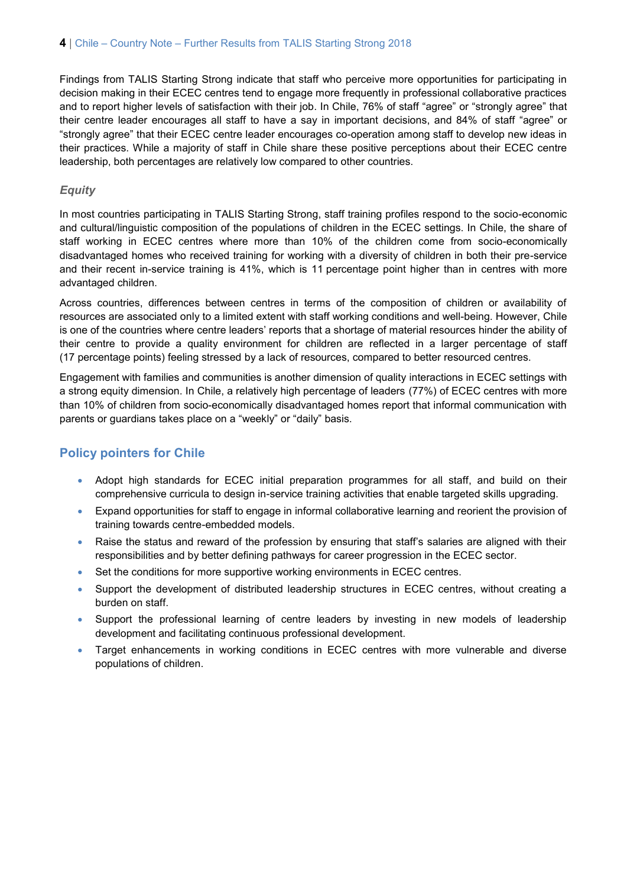Findings from TALIS Starting Strong indicate that staff who perceive more opportunities for participating in decision making in their ECEC centres tend to engage more frequently in professional collaborative practices and to report higher levels of satisfaction with their job. In Chile, 76% of staff “agree” or “strongly agree” that their centre leader encourages all staff to have a say in important decisions, and 84% of staff “agree” or “strongly agree” that their ECEC centre leader encourages co-operation among staff to develop new ideas in their practices. While a majority of staff in Chile share these positive perceptions about their ECEC centre leadership, both percentages are relatively low compared to other countries.

### *Equity*

In most countries participating in TALIS Starting Strong, staff training profiles respond to the socio-economic and cultural/linguistic composition of the populations of children in the ECEC settings. In Chile, the share of staff working in ECEC centres where more than 10% of the children come from socio-economically disadvantaged homes who received training for working with a diversity of children in both their pre-service and their recent in-service training is 41%, which is 11 percentage point higher than in centres with more advantaged children.

Across countries, differences between centres in terms of the composition of children or availability of resources are associated only to a limited extent with staff working conditions and well-being. However, Chile is one of the countries where centre leaders’ reports that a shortage of material resources hinder the ability of their centre to provide a quality environment for children are reflected in a larger percentage of staff (17 percentage points) feeling stressed by a lack of resources, compared to better resourced centres.

Engagement with families and communities is another dimension of quality interactions in ECEC settings with a strong equity dimension. In Chile, a relatively high percentage of leaders (77%) of ECEC centres with more than 10% of children from socio-economically disadvantaged homes report that informal communication with parents or guardians takes place on a “weekly” or “daily” basis.

## Policy pointers for Chile

- Adopt high standards for ECEC initial preparation programmes for all staff, and build on their comprehensive curricula to design in-service training activities that enable targeted skills upgrading.
- Expand opportunities for staff to engage in informal collaborative learning and reorient the provision of training towards centre-embedded models.
- Raise the status and reward of the profession by ensuring that staff’s salaries are aligned with their responsibilities and by better defining pathways for career progression in the ECEC sector.
- Set the conditions for more supportive working environments in ECEC centres.
- Support the development of distributed leadership structures in ECEC centres, without creating a burden on staff.
- Support the professional learning of centre leaders by investing in new models of leadership development and facilitating continuous professional development.
- Target enhancements in working conditions in ECEC centres with more vulnerable and diverse populations of children.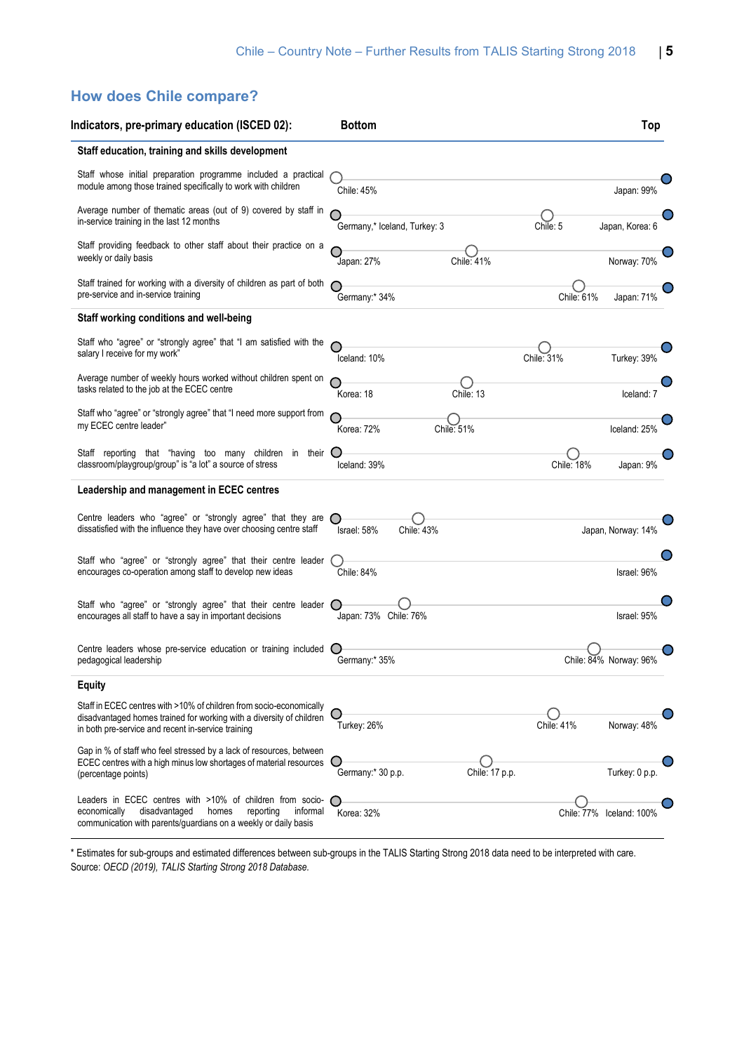## How does Chile compare?

| Indicators, pre-primary education (ISCED 02): | Bottom | Chile | Top |
|---|---|---|---|
| **Staff education, training and skills development** | | | |
| Staff whose initial preparation programme included a practical module among those trained specifically to work with children | Chile: 45% | Chile: 45% | Japan: 99% |
| Average number of thematic areas (out of 9) covered by staff in in-service training in the last 12 months | Germany,* Iceland, Turkey: 3 | Chile: 5 | Japan, Korea: 6 |
| Staff providing feedback to other staff about their practice on a weekly or daily basis | Japan: 27% | Chile: 41% | Norway: 70% |
| Staff trained for working with a diversity of children as part of both pre-service and in-service training | Germany:* 34% | Chile: 61% | Japan: 71% |
| **Staff working conditions and well-being** | | | |
| Staff who "agree" or "strongly agree" that "I am satisfied with the salary I receive for my work" | Iceland: 10% | Chile: 31% | Turkey: 39% |
| Average number of weekly hours worked without children spent on tasks related to the job at the ECEC centre | Korea: 18 | Chile: 13 | Iceland: 7 |
| Staff who "agree" or "strongly agree" that "I need more support from my ECEC centre leader" | Korea: 72% | Chile: 51% | Iceland: 25% |
| Staff reporting that "having too many children in their classroom/playgroup/group" is "a lot" a source of stress | Iceland: 39% | Chile: 18% | Japan: 9% |
| **Leadership and management in ECEC centres** | | | |
| Centre leaders who "agree" or "strongly agree" that they are dissatisfied with the influence they have over choosing centre staff | Israel: 58% | Chile: 43% | Japan, Norway: 14% |
| Staff who "agree" or "strongly agree" that their centre leader encourages co-operation among staff to develop new ideas | Chile: 84% | Chile: 84% | Israel: 96% |
| Staff who "agree" or "strongly agree" that their centre leader encourages all staff to have a say in important decisions | Japan: 73% | Chile: 76% | Israel: 95% |
| Centre leaders whose pre-service education or training included pedagogical leadership | Germany:* 35% | Chile: 84% | Norway: 96% |
| **Equity** | | | |
| Staff in ECEC centres with >10% of children from socio-economically disadvantaged homes trained for working with a diversity of children in both pre-service and recent in-service training | Turkey: 26% | Chile: 41% | Norway: 48% |
| Gap in % of staff who feel stressed by a lack of resources, between ECEC centres with a high minus low shortages of material resources (percentage points) | Germany:* 30 p.p. | Chile: 17 p.p. | Turkey: 0 p.p. |
| Leaders in ECEC centres with >10% of children from socio-economically disadvantaged homes reporting informal communication with parents/guardians on a weekly or daily basis | Korea: 32% | Chile: 77% | Iceland: 100% |

\* Estimates for sub-groups and estimated differences between sub-groups in the TALIS Starting Strong 2018 data need to be interpreted with care.
Source: *OECD (2019), TALIS Starting Strong 2018 Database.*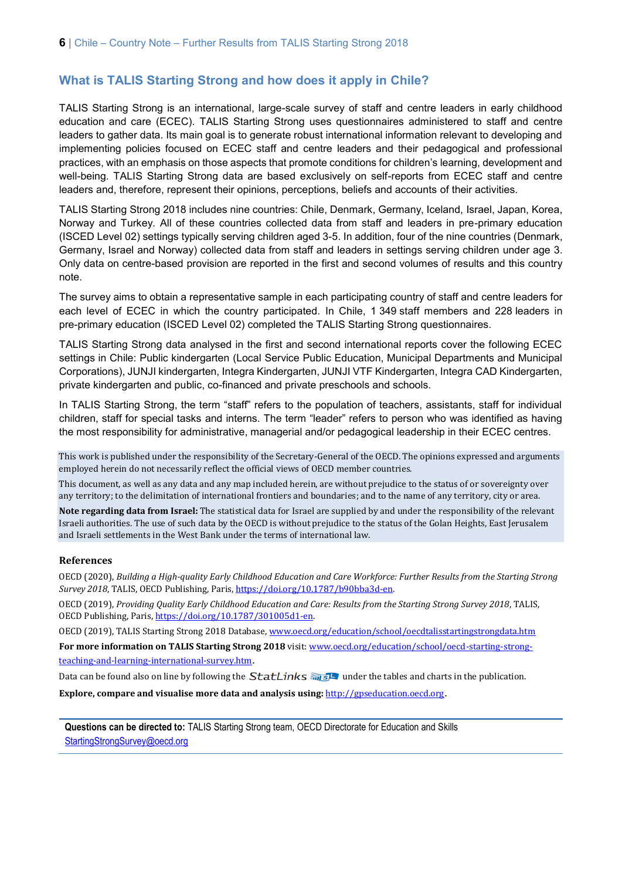## What is TALIS Starting Strong and how does it apply in Chile?

TALIS Starting Strong is an international, large-scale survey of staff and centre leaders in early childhood education and care (ECEC). TALIS Starting Strong uses questionnaires administered to staff and centre leaders to gather data. Its main goal is to generate robust international information relevant to developing and implementing policies focused on ECEC staff and centre leaders and their pedagogical and professional practices, with an emphasis on those aspects that promote conditions for children's learning, development and well-being. TALIS Starting Strong data are based exclusively on self-reports from ECEC staff and centre leaders and, therefore, represent their opinions, perceptions, beliefs and accounts of their activities.

TALIS Starting Strong 2018 includes nine countries: Chile, Denmark, Germany, Iceland, Israel, Japan, Korea, Norway and Turkey. All of these countries collected data from staff and leaders in pre-primary education (ISCED Level 02) settings typically serving children aged 3-5. In addition, four of the nine countries (Denmark, Germany, Israel and Norway) collected data from staff and leaders in settings serving children under age 3. Only data on centre-based provision are reported in the first and second volumes of results and this country note.

The survey aims to obtain a representative sample in each participating country of staff and centre leaders for each level of ECEC in which the country participated. In Chile, 1 349 staff members and 228 leaders in pre-primary education (ISCED Level 02) completed the TALIS Starting Strong questionnaires.

TALIS Starting Strong data analysed in the first and second international reports cover the following ECEC settings in Chile: Public kindergarten (Local Service Public Education, Municipal Departments and Municipal Corporations), JUNJI kindergarten, Integra Kindergarten, JUNJI VTF Kindergarten, Integra CAD Kindergarten, private kindergarten and public, co-financed and private preschools and schools.

In TALIS Starting Strong, the term "staff" refers to the population of teachers, assistants, staff for individual children, staff for special tasks and interns. The term "leader" refers to person who was identified as having the most responsibility for administrative, managerial and/or pedagogical leadership in their ECEC centres.

This work is published under the responsibility of the Secretary-General of the OECD. The opinions expressed and arguments employed herein do not necessarily reflect the official views of OECD member countries.

This document, as well as any data and any map included herein, are without prejudice to the status of or sovereignty over any territory; to the delimitation of international frontiers and boundaries; and to the name of any territory, city or area.

**Note regarding data from Israel:** The statistical data for Israel are supplied by and under the responsibility of the relevant Israeli authorities. The use of such data by the OECD is without prejudice to the status of the Golan Heights, East Jerusalem and Israeli settlements in the West Bank under the terms of international law.

**References**

OECD (2020), *Building a High-quality Early Childhood Education and Care Workforce: Further Results from the Starting Strong Survey 2018*, TALIS, OECD Publishing, Paris, https://doi.org/10.1787/b90bba3d-en.

OECD (2019), *Providing Quality Early Childhood Education and Care: Results from the Starting Strong Survey 2018*, TALIS, OECD Publishing, Paris, https://doi.org/10.1787/301005d1-en.

OECD (2019), TALIS Starting Strong 2018 Database, www.oecd.org/education/school/oecdtalisstartingstrongdata.htm

**For more information on TALIS Starting Strong 2018** visit: www.oecd.org/education/school/oecd-starting-strong-teaching-and-learning-international-survey.htm.

Data can be found also on line by following the *StatLinks* under the tables and charts in the publication.

**Explore, compare and visualise more data and analysis using:** http://gpseducation.oecd.org.

**Questions can be directed to:** TALIS Starting Strong team, OECD Directorate for Education and Skills
StartingStrongSurvey@oecd.org